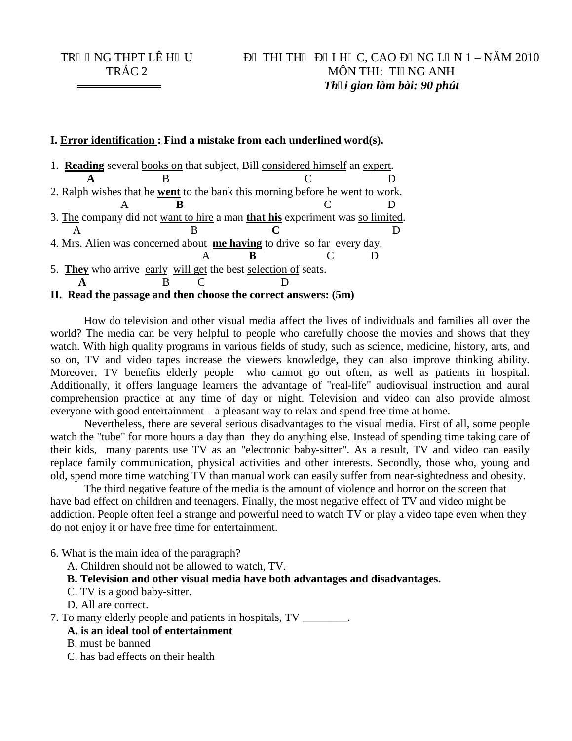TR□ □NG THPT LÊ H□U TRÁC 2

ĐỀ THI THỬ ĐẠI HỌC, CAO ĐẲNG LẦN 1 – NĂM 2010
MÔN THI: TIẾNG ANH
***Thời gian làm bài: 90 phút***

**I. <u>Error identification</u> : Find a mistake from each underlined word(s).**

1. **<u>Reading</u>** several <u>books on</u> that subject, Bill <u>considered himself</u> an <u>expert</u>.
   **A** B C D

2. Ralph <u>wishes that</u> he **<u>went</u>** to the bank this morning <u>before</u> he <u>went to work</u>.
   A **B** C D

3. <u>The</u> company did not <u>want to hire</u> a man **<u>that his</u>** experiment was <u>so limited</u>.
   A B **C** D

4. Mrs. Alien was concerned <u>about</u> **<u>me having</u>** to drive <u>so far</u> <u>every day</u>.
   A **B** C D

5. **<u>They</u>** who arrive <u>early</u> <u>will get</u> the best <u>selection of</u> seats.
   **A** B C D

**II. Read the passage and then choose the correct answers: (5m)**

How do television and other visual media affect the lives of individuals and families all over the world? The media can be very helpful to people who carefully choose the movies and shows that they watch. With high quality programs in various fields of study, such as science, medicine, history, arts, and so on, TV and video tapes increase the viewers knowledge, they can also improve thinking ability. Moreover, TV benefits elderly people who cannot go out often, as well as patients in hospital. Additionally, it offers language learners the advantage of "real-life" audiovisual instruction and aural comprehension practice at any time of day or night. Television and video can also provide almost everyone with good entertainment – a pleasant way to relax and spend free time at home.

Nevertheless, there are several serious disadvantages to the visual media. First of all, some people watch the "tube" for more hours a day than they do anything else. Instead of spending time taking care of their kids, many parents use TV as an "electronic baby-sitter". As a result, TV and video can easily replace family communication, physical activities and other interests. Secondly, those who, young and old, spend more time watching TV than manual work can easily suffer from near-sightedness and obesity.

The third negative feature of the media is the amount of violence and horror on the screen that have bad effect on children and teenagers. Finally, the most negative effect of TV and video might be addiction. People often feel a strange and powerful need to watch TV or play a video tape even when they do not enjoy it or have free time for entertainment.

6. What is the main idea of the paragraph?
   A. Children should not be allowed to watch, TV.
   **B. Television and other visual media have both advantages and disadvantages.**
   C. TV is a good baby-sitter.
   D. All are correct.

7. To many elderly people and patients in hospitals, TV ________.
   **A. is an ideal tool of entertainment**
   B. must be banned
   C. has bad effects on their health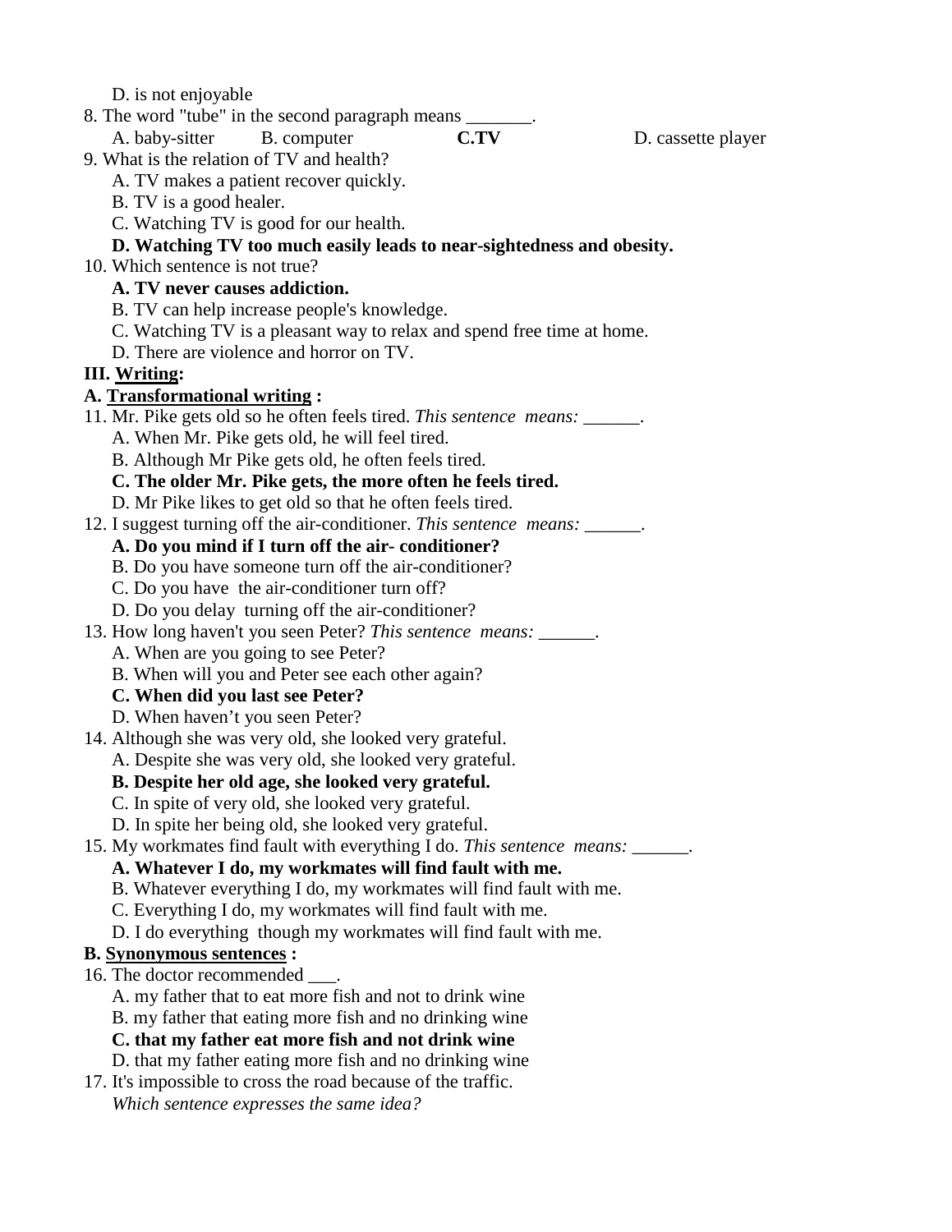D. is not enjoyable

8. The word "tube" in the second paragraph means _______.
   A. baby-sitter B. computer **C.TV** D. cassette player

9. What is the relation of TV and health?
   A. TV makes a patient recover quickly.
   B. TV is a good healer.
   C. Watching TV is good for our health.
   **D. Watching TV too much easily leads to near-sightedness and obesity.**

10. Which sentence is not true?
   **A. TV never causes addiction.**
   B. TV can help increase people's knowledge.
   C. Watching TV is a pleasant way to relax and spend free time at home.
   D. There are violence and horror on TV.

**III. <u>Writing</u>:**

**A. <u>Transformational writing</u> :**

11. Mr. Pike gets old so he often feels tired. *This sentence means:* ______.
   A. When Mr. Pike gets old, he will feel tired.
   B. Although Mr Pike gets old, he often feels tired.
   **C. The older Mr. Pike gets, the more often he feels tired.**
   D. Mr Pike likes to get old so that he often feels tired.

12. I suggest turning off the air-conditioner. *This sentence means:* ______.
   **A. Do you mind if I turn off the air- conditioner?**
   B. Do you have someone turn off the air-conditioner?
   C. Do you have the air-conditioner turn off?
   D. Do you delay turning off the air-conditioner?

13. How long haven't you seen Peter? *This sentence means:* ______.
   A. When are you going to see Peter?
   B. When will you and Peter see each other again?
   **C. When did you last see Peter?**
   D. When haven't you seen Peter?

14. Although she was very old, she looked very grateful.
   A. Despite she was very old, she looked very grateful.
   **B. Despite her old age, she looked very grateful.**
   C. In spite of very old, she looked very grateful.
   D. In spite her being old, she looked very grateful.

15. My workmates find fault with everything I do. *This sentence means:* ______.
   **A. Whatever I do, my workmates will find fault with me.**
   B. Whatever everything I do, my workmates will find fault with me.
   C. Everything I do, my workmates will find fault with me.
   D. I do everything though my workmates will find fault with me.

**B. <u>Synonymous sentences</u> :**

16. The doctor recommended ___.
   A. my father that to eat more fish and not to drink wine
   B. my father that eating more fish and no drinking wine
   **C. that my father eat more fish and not drink wine**
   D. that my father eating more fish and no drinking wine

17. It's impossible to cross the road because of the traffic.
   *Which sentence expresses the same idea?*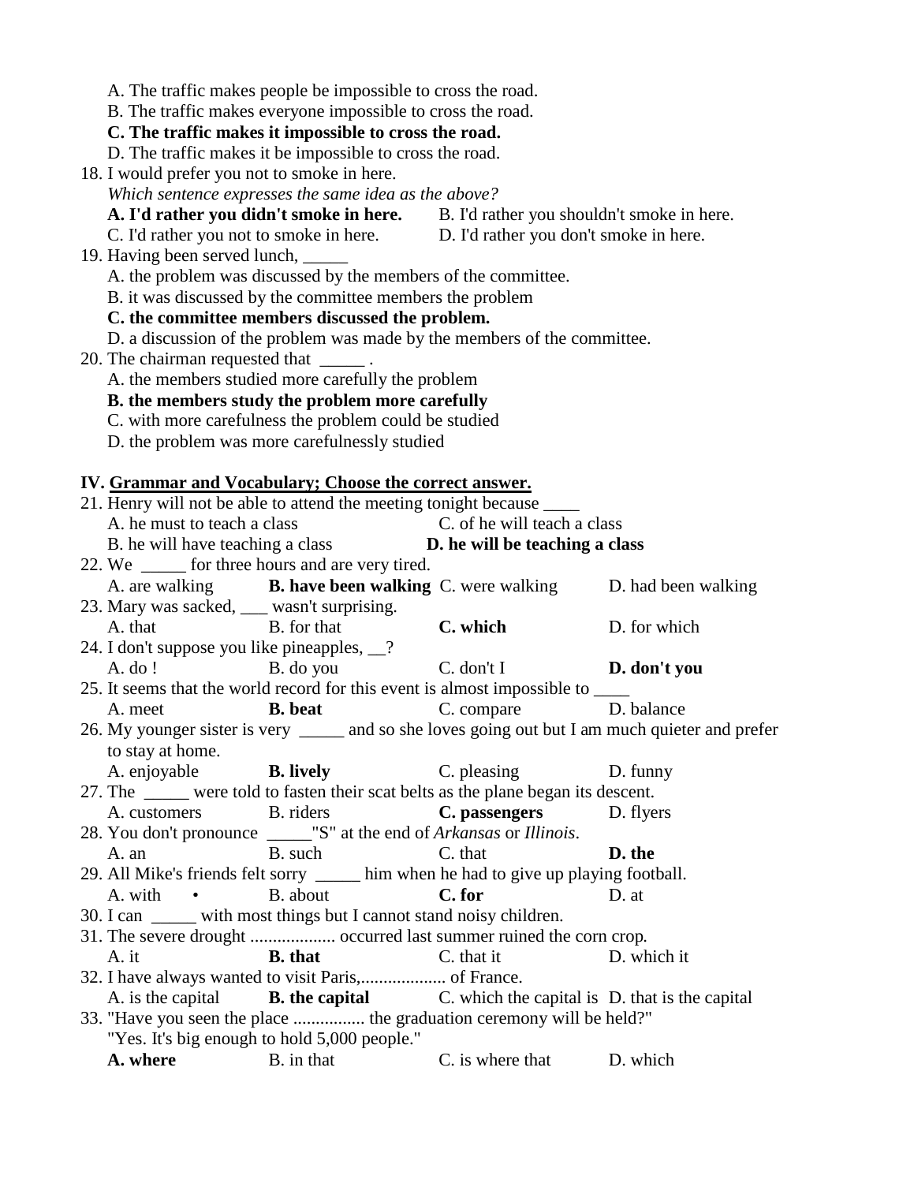A. The traffic makes people be impossible to cross the road.
B. The traffic makes everyone impossible to cross the road.
**C. The traffic makes it impossible to cross the road.**
D. The traffic makes it be impossible to cross the road.

18. I would prefer you not to smoke in here.
*Which sentence expresses the same idea as the above?*
**A. I'd rather you didn't smoke in here.** B. I'd rather you shouldn't smoke in here.
C. I'd rather you not to smoke in here. D. I'd rather you don't smoke in here.

19. Having been served lunch, _____
A. the problem was discussed by the members of the committee.
B. it was discussed by the committee members the problem
**C. the committee members discussed the problem.**
D. a discussion of the problem was made by the members of the committee.

20. The chairman requested that _____ .
A. the members studied more carefully the problem
**B. the members study the problem more carefully**
C. with more carefulness the problem could be studied
D. the problem was more carefulnessly studied

## IV. Grammar and Vocabulary; Choose the correct answer.

21. Henry will not be able to attend the meeting tonight because ____
A. he must to teach a class C. of he will teach a class
B. he will have teaching a class **D. he will be teaching a class**

22. We _____ for three hours and are very tired.
A. are walking **B. have been walking** C. were walking D. had been walking

23. Mary was sacked, ___ wasn't surprising.
A. that B. for that **C. which** D. for which

24. I don't suppose you like pineapples, __?
A. do ! B. do you C. don't I **D. don't you**

25. It seems that the world record for this event is almost impossible to ____
A. meet **B. beat** C. compare D. balance

26. My younger sister is very _____ and so she loves going out but I am much quieter and prefer to stay at home.
A. enjoyable **B. lively** C. pleasing D. funny

27. The _____ were told to fasten their scat belts as the plane began its descent.
A. customers B. riders **C. passengers** D. flyers

28. You don't pronounce _____"S" at the end of *Arkansas* or *Illinois*.
A. an B. such C. that **D. the**

29. All Mike's friends felt sorry _____ him when he had to give up playing football.
A. with • B. about **C. for** D. at

30. I can _____ with most things but I cannot stand noisy children.

31. The severe drought ................... occurred last summer ruined the corn crop.
A. it **B. that** C. that it D. which it

32. I have always wanted to visit Paris,................... of France.
A. is the capital **B. the capital** C. which the capital is D. that is the capital

33. "Have you seen the place ................ the graduation ceremony will be held?"
"Yes. It's big enough to hold 5,000 people."
**A. where** B. in that C. is where that D. which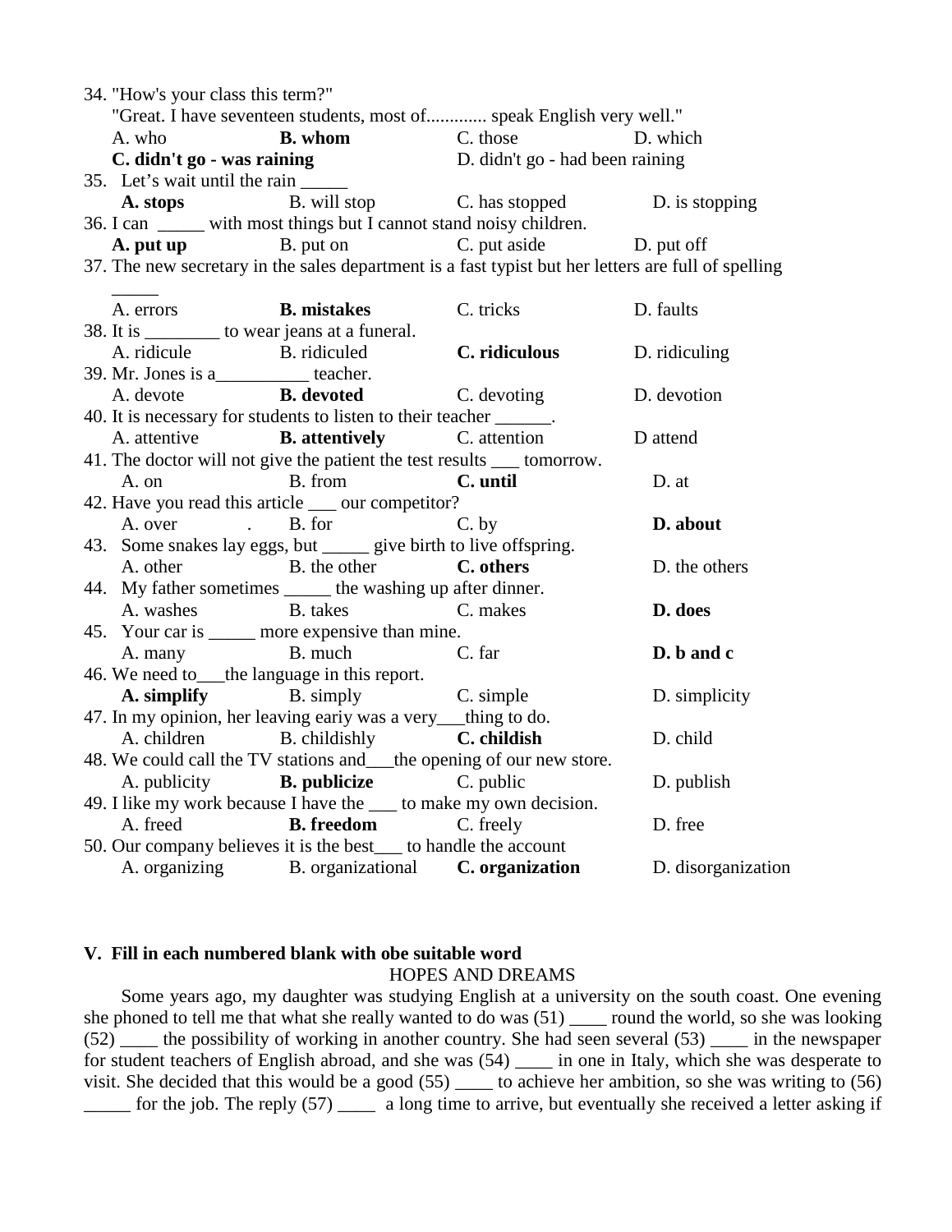34. "How's your class this term?"
"Great. I have seventeen students, most of............. speak English very well."
A. who **B. whom** C. those D. which
**C. didn't go - was raining** D. didn't go - had been raining

35. Let's wait until the rain _____
**A. stops** B. will stop C. has stopped D. is stopping

36. I can _____ with most things but I cannot stand noisy children.
**A. put up** B. put on C. put aside D. put off

37. The new secretary in the sales department is a fast typist but her letters are full of spelling _____
A. errors **B. mistakes** C. tricks D. faults

38. It is ________ to wear jeans at a funeral.
A. ridicule B. ridiculed **C. ridiculous** D. ridiculing

39. Mr. Jones is a__________ teacher.
A. devote **B. devoted** C. devoting D. devotion

40. It is necessary for students to listen to their teacher ______.
A. attentive **B. attentively** C. attention D attend

41. The doctor will not give the patient the test results ___ tomorrow.
A. on B. from **C. until** D. at

42. Have you read this article ___ our competitor?
A. over . B. for C. by **D. about**

43. Some snakes lay eggs, but _____ give birth to live offspring.
A. other B. the other **C. others** D. the others

44. My father sometimes _____ the washing up after dinner.
A. washes B. takes C. makes **D. does**

45. Your car is _____ more expensive than mine.
A. many B. much C. far **D. b and c**

46. We need to___the language in this report.
**A. simplify** B. simply C. simple D. simplicity

47. In my opinion, her leaving eariy was a very___thing to do.
A. children B. childishly **C. childish** D. child

48. We could call the TV stations and___the opening of our new store.
A. publicity **B. publicize** C. public D. publish

49. I like my work because I have the ___ to make my own decision.
A. freed **B. freedom** C. freely D. free

50. Our company believes it is the best___ to handle the account
A. organizing B. organizational **C. organization** D. disorganization

## V. Fill in each numbered blank with obe suitable word

HOPES AND DREAMS

Some years ago, my daughter was studying English at a university on the south coast. One evening she phoned to tell me that what she really wanted to do was (51) ____ round the world, so she was looking (52) ____ the possibility of working in another country. She had seen several (53) ____ in the newspaper for student teachers of English abroad, and she was (54) ____ in one in Italy, which she was desperate to visit. She decided that this would be a good (55) ____ to achieve her ambition, so she was writing to (56) _____ for the job. The reply (57) ____ a long time to arrive, but eventually she received a letter asking if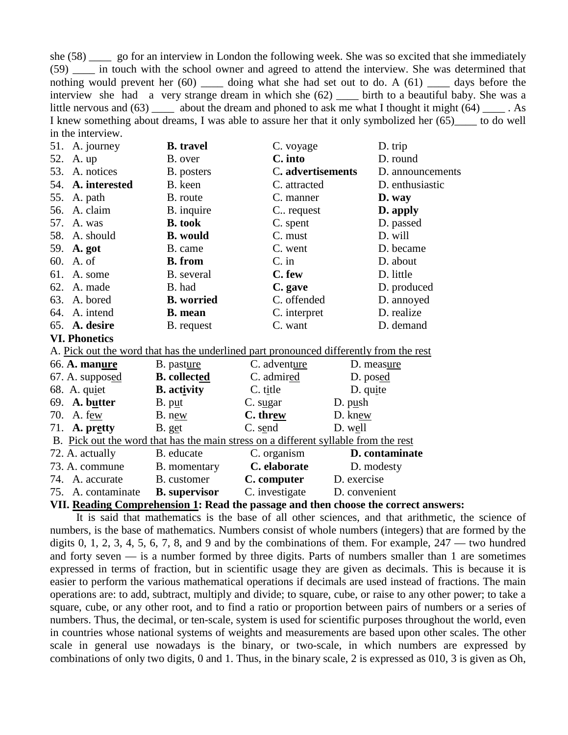she (58) ____ go for an interview in London the following week. She was so excited that she immediately (59) ____ in touch with the school owner and agreed to attend the interview. She was determined that nothing would prevent her (60) ____ doing what she had set out to do. A (61) ____ days before the interview she had a very strange dream in which she (62) ____ birth to a beautiful baby. She was a little nervous and (63) ____ about the dream and phoned to ask me what I thought it might (64) ____ . As I knew something about dreams, I was able to assure her that it only symbolized her (65)____ to do well in the interview.

| | A | B | C | D |
|---|---|---|---|---|
| 51. | A. journey | **B. travel** | C. voyage | D. trip |
| 52. | A. up | B. over | **C. into** | D. round |
| 53. | A. notices | B. posters | **C. advertisements** | D. announcements |
| 54. | **A. interested** | B. keen | C. attracted | D. enthusiastic |
| 55. | A. path | B. route | C. manner | **D. way** |
| 56. | A. claim | B. inquire | C.. request | **D. apply** |
| 57. | A. was | **B. took** | C. spent | D. passed |
| 58. | A. should | **B. would** | C. must | D. will |
| 59. | **A. got** | B. came | C. went | D. became |
| 60. | A. of | **B. from** | C. in | D. about |
| 61. | A. some | B. several | **C. few** | D. little |
| 62. | A. made | B. had | **C. gave** | D. produced |
| 63. | A. bored | **B. worried** | C. offended | D. annoyed |
| 64. | A. intend | **B. mean** | C. interpret | D. realize |
| 65. | **A. desire** | B. request | C. want | D. demand |

**VI. Phonetics**

A. Pick out the word that has the underlined part pronounced differently from the rest

| | A | B | C | D |
|---|---|---|---|---|
| 66. | **A. manure** | B. pasture | C. adventure | D. measure |
| 67. | A. supposed | **B. collected** | C. admired | D. posed |
| 68. | A. quiet | **B. activity** | C. title | D. quite |
| 69. | **A. butter** | B. put | C. sugar | D. push |
| 70. | A. few | B. new | **C. threw** | D. knew |
| 71. | **A. pretty** | B. get | C. send | D. well |

B. Pick out the word that has the main stress on a different syllable from the rest

| | A | B | C | D |
|---|---|---|---|---|
| 72. | A. actually | B. educate | C. organism | **D. contaminate** |
| 73. | A. commune | B. momentary | **C. elaborate** | D. modesty |
| 74. | A. accurate | B. customer | **C. computer** | D. exercise |
| 75. | A. contaminate | **B. supervisor** | C. investigate | D. convenient |

**VII. Reading Comprehension 1: Read the passage and then choose the correct answers:**

It is said that mathematics is the base of all other sciences, and that arithmetic, the science of numbers, is the base of mathematics. Numbers consist of whole numbers (integers) that are formed by the digits 0, 1, 2, 3, 4, 5, 6, 7, 8, and 9 and by the combinations of them. For example, 247 — two hundred and forty seven — is a number formed by three digits. Parts of numbers smaller than 1 are sometimes expressed in terms of fraction, but in scientific usage they are given as decimals. This is because it is easier to perform the various mathematical operations if decimals are used instead of fractions. The main operations are: to add, subtract, multiply and divide; to square, cube, or raise to any other power; to take a square, cube, or any other root, and to find a ratio or proportion between pairs of numbers or a series of numbers. Thus, the decimal, or ten-scale, system is used for scientific purposes throughout the world, even in countries whose national systems of weights and measurements are based upon other scales. The other scale in general use nowadays is the binary, or two-scale, in which numbers are expressed by combinations of only two digits, 0 and 1. Thus, in the binary scale, 2 is expressed as 010, 3 is given as Oh,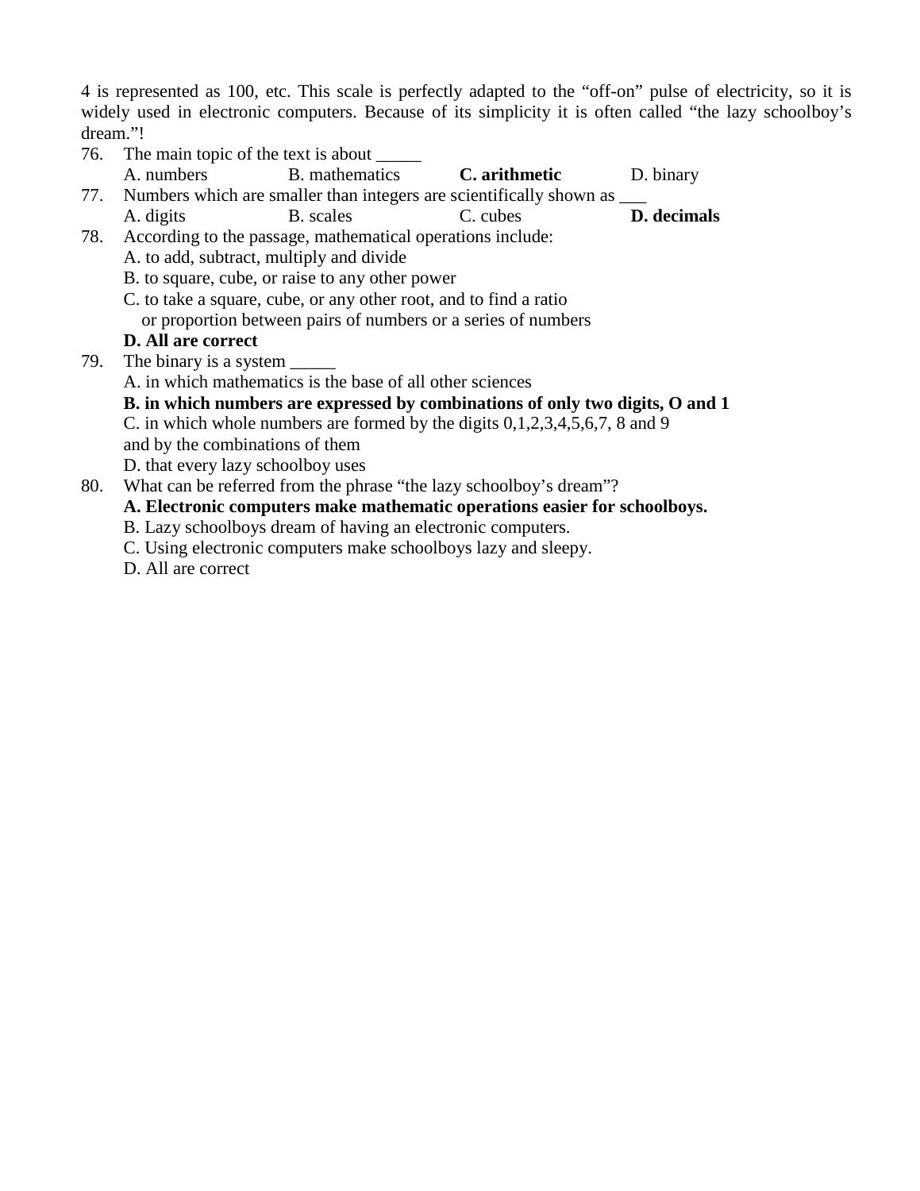4 is represented as 100, etc. This scale is perfectly adapted to the "off-on" pulse of electricity, so it is widely used in electronic computers. Because of its simplicity it is often called "the lazy schoolboy's dream."!

76. The main topic of the text is about _____
    A. numbers B. mathematics **C. arithmetic** D. binary

77. Numbers which are smaller than integers are scientifically shown as ___
    A. digits B. scales C. cubes **D. decimals**

78. According to the passage, mathematical operations include:
    A. to add, subtract, multiply and divide
    B. to square, cube, or raise to any other power
    C. to take a square, cube, or any other root, and to find a ratio or proportion between pairs of numbers or a series of numbers
    **D. All are correct**

79. The binary is a system _____
    A. in which mathematics is the base of all other sciences
    **B. in which numbers are expressed by combinations of only two digits, O and 1**
    C. in which whole numbers are formed by the digits 0,1,2,3,4,5,6,7, 8 and 9 and by the combinations of them
    D. that every lazy schoolboy uses

80. What can be referred from the phrase "the lazy schoolboy's dream"?
    **A. Electronic computers make mathematic operations easier for schoolboys.**
    B. Lazy schoolboys dream of having an electronic computers.
    C. Using electronic computers make schoolboys lazy and sleepy.
    D. All are correct